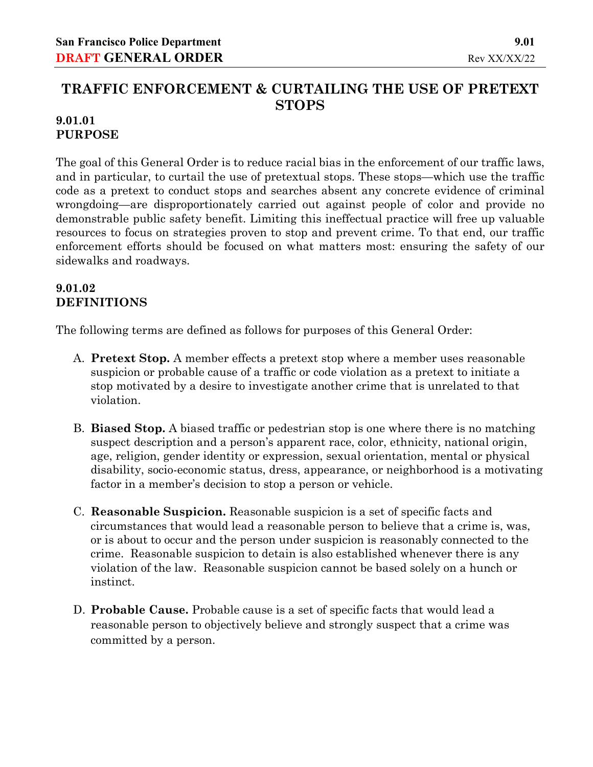# TRAFFIC ENFORCEMENT & CURTAILING THE USE OF PRETEXT STOPS

## 9.01.01 PURPOSE

The goal of this General Order is to reduce racial bias in the enforcement of our traffic laws, and in particular, to curtail the use of pretextual stops. These stops—which use the traffic code as a pretext to conduct stops and searches absent any concrete evidence of criminal wrongdoing—are disproportionately carried out against people of color and provide no demonstrable public safety benefit. Limiting this ineffectual practice will free up valuable resources to focus on strategies proven to stop and prevent crime. To that end, our traffic enforcement efforts should be focused on what matters most: ensuring the safety of our sidewalks and roadways.

## 9.01.02 DEFINITIONS

The following terms are defined as follows for purposes of this General Order:

A. **Pretext Stop.** A member effects a pretext stop where a member uses reasonable suspicion or probable cause of a traffic or code violation as a pretext to initiate a stop motivated by a desire to investigate another crime that is unrelated to that violation.

B. **Biased Stop.** A biased traffic or pedestrian stop is one where there is no matching suspect description and a person's apparent race, color, ethnicity, national origin, age, religion, gender identity or expression, sexual orientation, mental or physical disability, socio-economic status, dress, appearance, or neighborhood is a motivating factor in a member's decision to stop a person or vehicle.

C. **Reasonable Suspicion.** Reasonable suspicion is a set of specific facts and circumstances that would lead a reasonable person to believe that a crime is, was, or is about to occur and the person under suspicion is reasonably connected to the crime. Reasonable suspicion to detain is also established whenever there is any violation of the law. Reasonable suspicion cannot be based solely on a hunch or instinct.

D. **Probable Cause.** Probable cause is a set of specific facts that would lead a reasonable person to objectively believe and strongly suspect that a crime was committed by a person.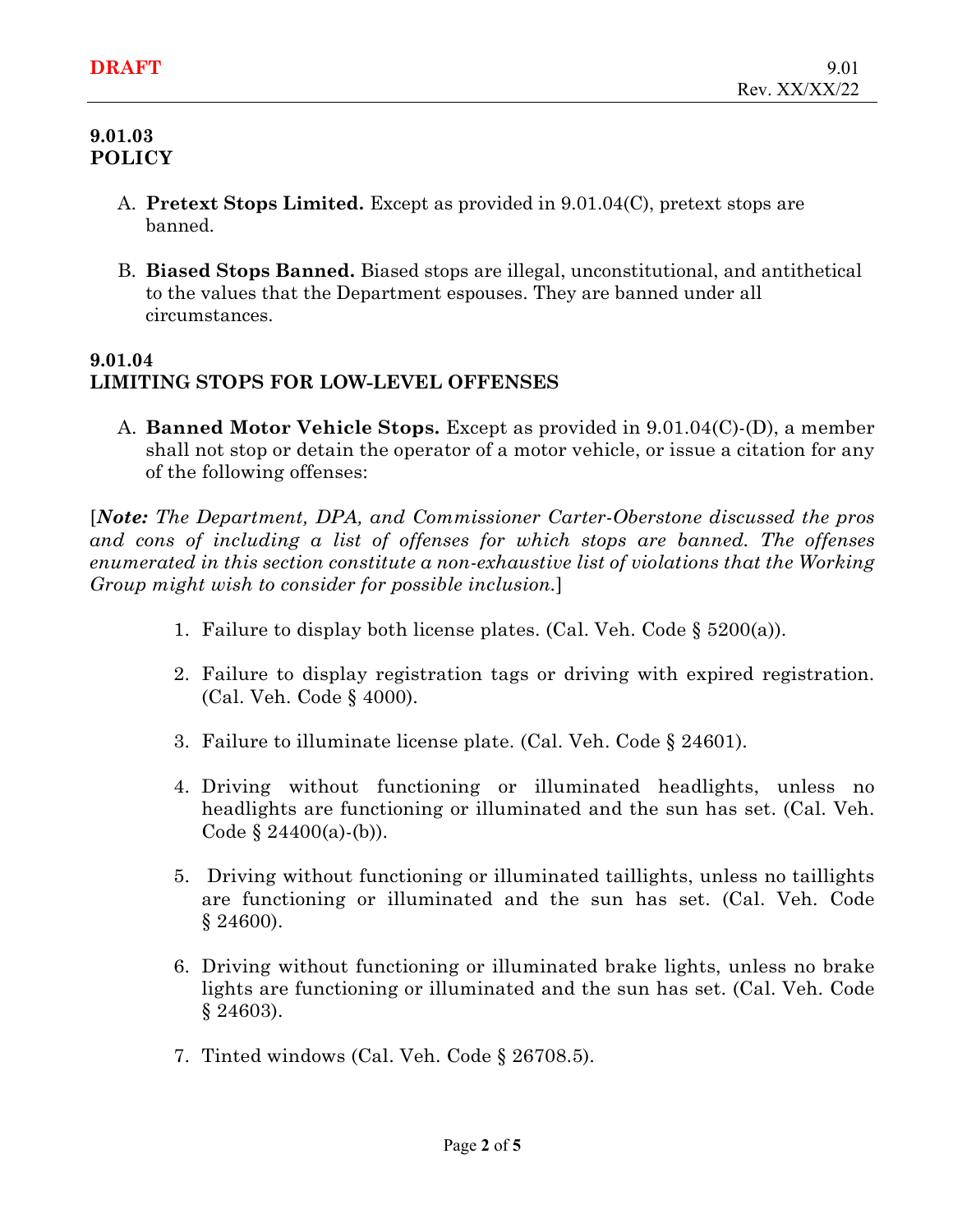**9.01.03**
**POLICY**

A. **Pretext Stops Limited.** Except as provided in 9.01.04(C), pretext stops are banned.

B. **Biased Stops Banned.** Biased stops are illegal, unconstitutional, and antithetical to the values that the Department espouses. They are banned under all circumstances.

**9.01.04**
**LIMITING STOPS FOR LOW-LEVEL OFFENSES**

A. **Banned Motor Vehicle Stops.** Except as provided in 9.01.04(C)-(D), a member shall not stop or detain the operator of a motor vehicle, or issue a citation for any of the following offenses:

[***Note:*** *The Department, DPA, and Commissioner Carter-Oberstone discussed the pros and cons of including a list of offenses for which stops are banned. The offenses enumerated in this section constitute a non-exhaustive list of violations that the Working Group might wish to consider for possible inclusion.*]

1. Failure to display both license plates. (Cal. Veh. Code § 5200(a)).

2. Failure to display registration tags or driving with expired registration. (Cal. Veh. Code § 4000).

3. Failure to illuminate license plate. (Cal. Veh. Code § 24601).

4. Driving without functioning or illuminated headlights, unless no headlights are functioning or illuminated and the sun has set. (Cal. Veh. Code § 24400(a)-(b)).

5. Driving without functioning or illuminated taillights, unless no taillights are functioning or illuminated and the sun has set. (Cal. Veh. Code § 24600).

6. Driving without functioning or illuminated brake lights, unless no brake lights are functioning or illuminated and the sun has set. (Cal. Veh. Code § 24603).

7. Tinted windows (Cal. Veh. Code § 26708.5).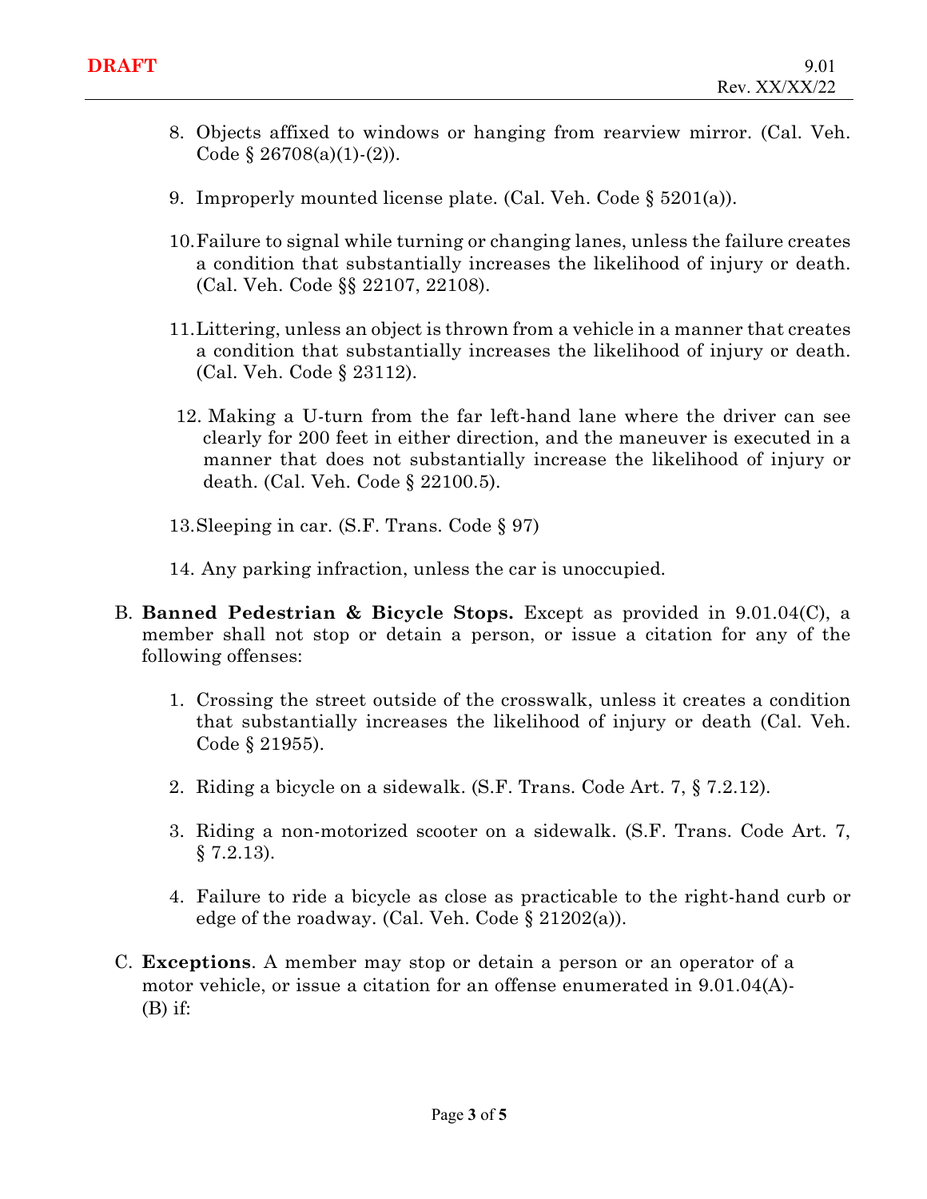8. Objects affixed to windows or hanging from rearview mirror. (Cal. Veh. Code § 26708(a)(1)-(2)).

9. Improperly mounted license plate. (Cal. Veh. Code § 5201(a)).

10. Failure to signal while turning or changing lanes, unless the failure creates a condition that substantially increases the likelihood of injury or death. (Cal. Veh. Code §§ 22107, 22108).

11. Littering, unless an object is thrown from a vehicle in a manner that creates a condition that substantially increases the likelihood of injury or death. (Cal. Veh. Code § 23112).

12. Making a U-turn from the far left-hand lane where the driver can see clearly for 200 feet in either direction, and the maneuver is executed in a manner that does not substantially increase the likelihood of injury or death. (Cal. Veh. Code § 22100.5).

13. Sleeping in car. (S.F. Trans. Code § 97)

14. Any parking infraction, unless the car is unoccupied.

B. **Banned Pedestrian & Bicycle Stops.** Except as provided in 9.01.04(C), a member shall not stop or detain a person, or issue a citation for any of the following offenses:

   1. Crossing the street outside of the crosswalk, unless it creates a condition that substantially increases the likelihood of injury or death (Cal. Veh. Code § 21955).

   2. Riding a bicycle on a sidewalk. (S.F. Trans. Code Art. 7, § 7.2.12).

   3. Riding a non-motorized scooter on a sidewalk. (S.F. Trans. Code Art. 7, § 7.2.13).

   4. Failure to ride a bicycle as close as practicable to the right-hand curb or edge of the roadway. (Cal. Veh. Code § 21202(a)).

C. **Exceptions**. A member may stop or detain a person or an operator of a motor vehicle, or issue a citation for an offense enumerated in 9.01.04(A)-(B) if: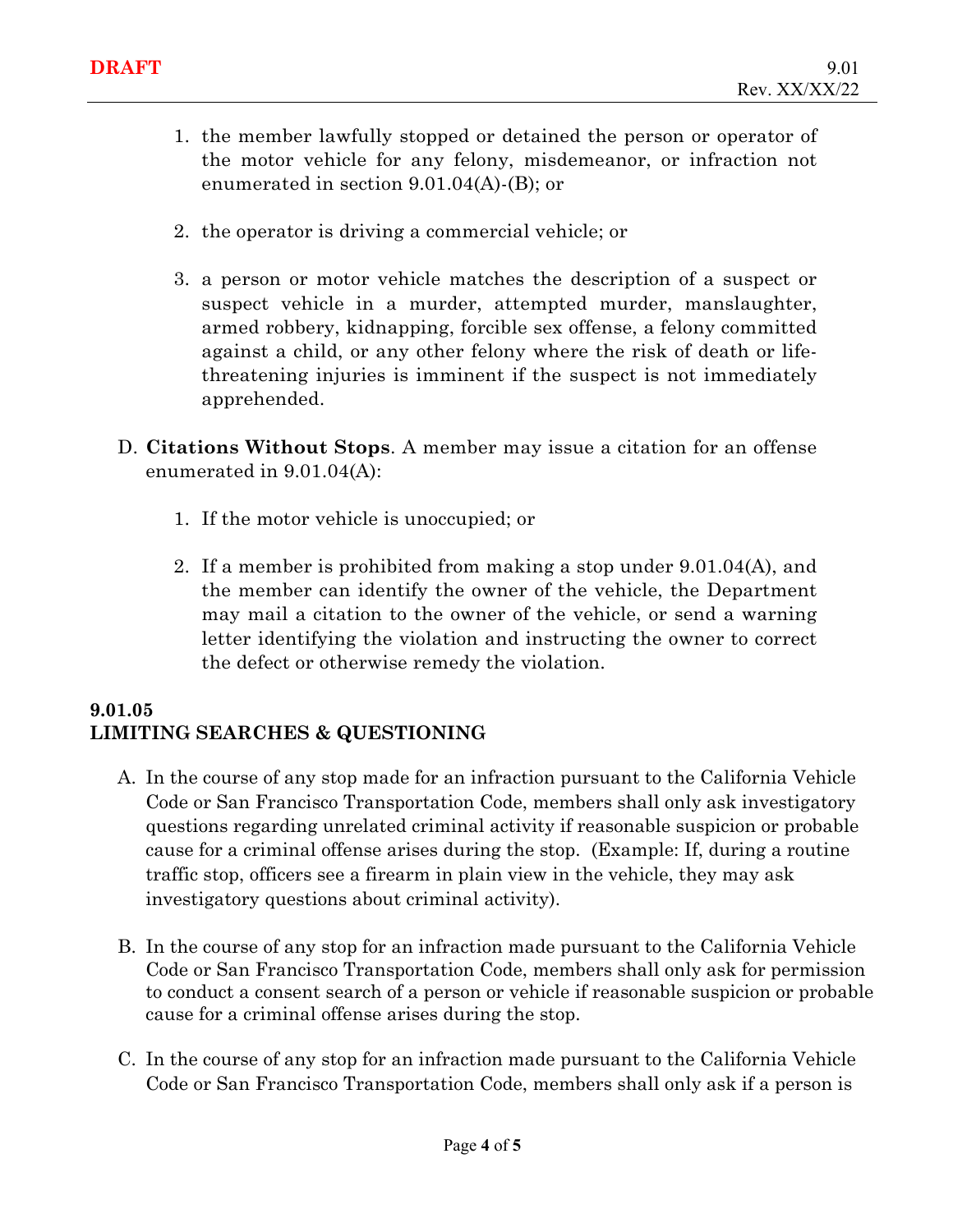1. the member lawfully stopped or detained the person or operator of the motor vehicle for any felony, misdemeanor, or infraction not enumerated in section 9.01.04(A)-(B); or

2. the operator is driving a commercial vehicle; or

3. a person or motor vehicle matches the description of a suspect or suspect vehicle in a murder, attempted murder, manslaughter, armed robbery, kidnapping, forcible sex offense, a felony committed against a child, or any other felony where the risk of death or life-threatening injuries is imminent if the suspect is not immediately apprehended.

D. **Citations Without Stops**. A member may issue a citation for an offense enumerated in 9.01.04(A):

1. If the motor vehicle is unoccupied; or

2. If a member is prohibited from making a stop under 9.01.04(A), and the member can identify the owner of the vehicle, the Department may mail a citation to the owner of the vehicle, or send a warning letter identifying the violation and instructing the owner to correct the defect or otherwise remedy the violation.

## 9.01.05 LIMITING SEARCHES & QUESTIONING

A. In the course of any stop made for an infraction pursuant to the California Vehicle Code or San Francisco Transportation Code, members shall only ask investigatory questions regarding unrelated criminal activity if reasonable suspicion or probable cause for a criminal offense arises during the stop. (Example: If, during a routine traffic stop, officers see a firearm in plain view in the vehicle, they may ask investigatory questions about criminal activity).

B. In the course of any stop for an infraction made pursuant to the California Vehicle Code or San Francisco Transportation Code, members shall only ask for permission to conduct a consent search of a person or vehicle if reasonable suspicion or probable cause for a criminal offense arises during the stop.

C. In the course of any stop for an infraction made pursuant to the California Vehicle Code or San Francisco Transportation Code, members shall only ask if a person is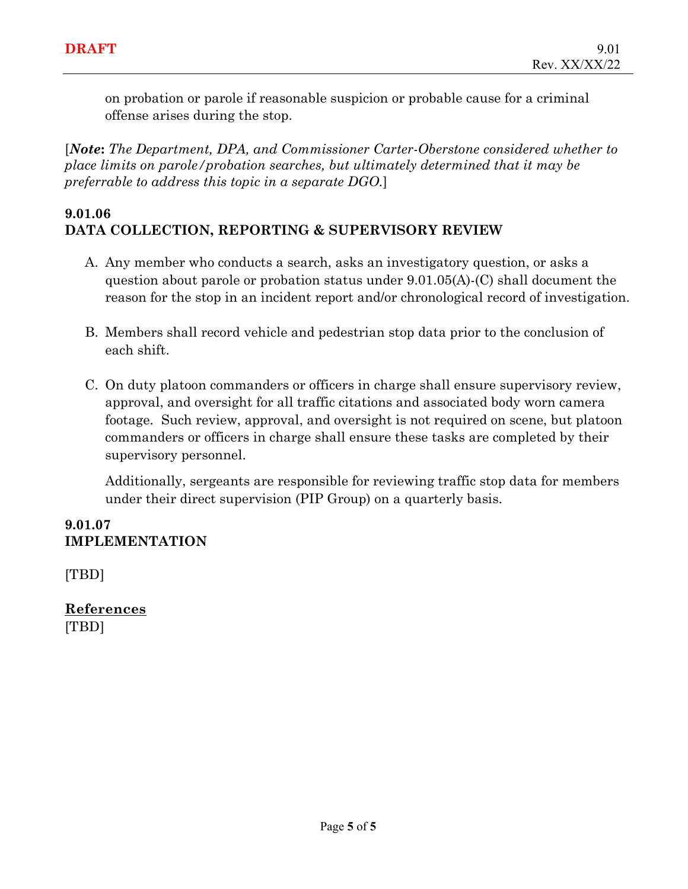on probation or parole if reasonable suspicion or probable cause for a criminal offense arises during the stop.

[***Note*****:** *The Department, DPA, and Commissioner Carter-Oberstone considered whether to place limits on parole/probation searches, but ultimately determined that it may be preferrable to address this topic in a separate DGO.*]

## 9.01.06
## DATA COLLECTION, REPORTING & SUPERVISORY REVIEW

A. Any member who conducts a search, asks an investigatory question, or asks a question about parole or probation status under 9.01.05(A)-(C) shall document the reason for the stop in an incident report and/or chronological record of investigation.

B. Members shall record vehicle and pedestrian stop data prior to the conclusion of each shift.

C. On duty platoon commanders or officers in charge shall ensure supervisory review, approval, and oversight for all traffic citations and associated body worn camera footage. Such review, approval, and oversight is not required on scene, but platoon commanders or officers in charge shall ensure these tasks are completed by their supervisory personnel.

   Additionally, sergeants are responsible for reviewing traffic stop data for members under their direct supervision (PIP Group) on a quarterly basis.

## 9.01.07
## IMPLEMENTATION

[TBD]

**References**
[TBD]